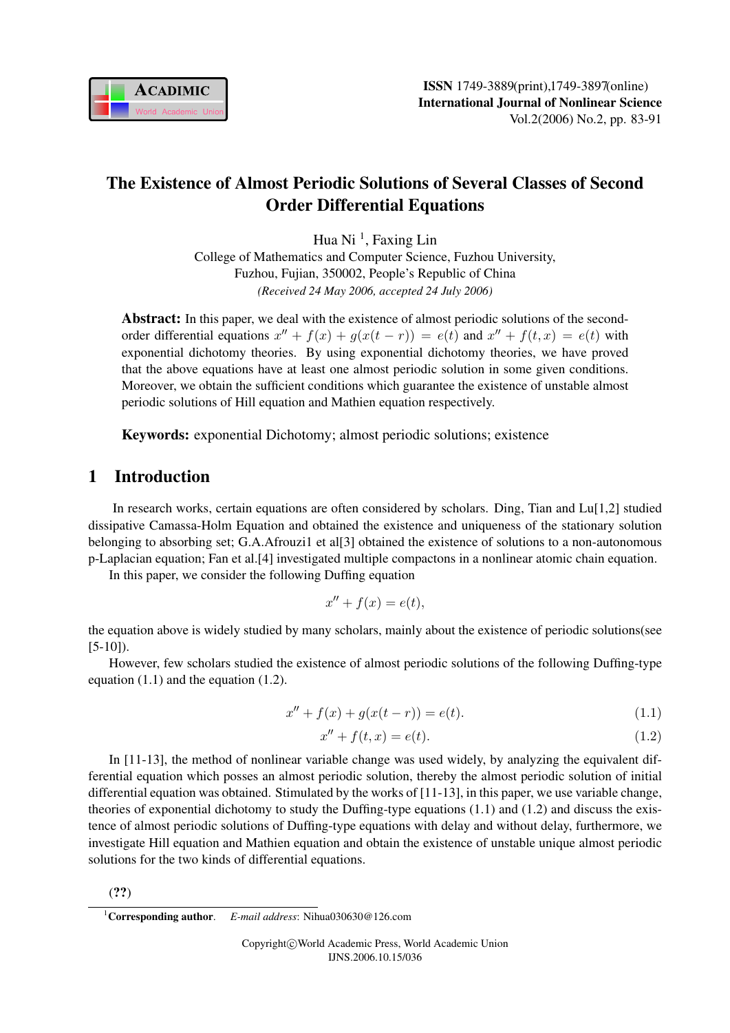# The Existence of Almost Periodic Solutions of Several Classes of Second Order Differential Equations

Hua Ni [1], Faxing Lin

College of Mathematics and Computer Science, Fuzhou University,
Fuzhou, Fujian, 350002, People's Republic of China

*(Received 24 May 2006, accepted 24 July 2006)*

**Abstract:** In this paper, we deal with the existence of almost periodic solutions of the second-order differential equations $x'' + f(x) + g(x(t-r)) = e(t)$ and $x'' + f(t,x) = e(t)$ with exponential dichotomy theories. By using exponential dichotomy theories, we have proved that the above equations have at least one almost periodic solution in some given conditions. Moreover, we obtain the sufficient conditions which guarantee the existence of unstable almost periodic solutions of Hill equation and Mathien equation respectively.

**Keywords:** exponential Dichotomy; almost periodic solutions; existence

## 1 Introduction

In research works, certain equations are often considered by scholars. Ding, Tian and Lu[1,2] studied dissipative Camassa-Holm Equation and obtained the existence and uniqueness of the stationary solution belonging to absorbing set; G.A.Afrouzi1 et al[3] obtained the existence of solutions to a non-autonomous p-Laplacian equation; Fan et al.[4] investigated multiple compactons in a nonlinear atomic chain equation.

In this paper, we consider the following Duffing equation

$$x'' + f(x) = e(t),$$

the equation above is widely studied by many scholars, mainly about the existence of periodic solutions(see [5-10]).

However, few scholars studied the existence of almost periodic solutions of the following Duffing-type equation (1.1) and the equation (1.2).

$$x'' + f(x) + g(x(t-r)) = e(t). \tag{1.1}$$

$$x'' + f(t,x) = e(t). \tag{1.2}$$

In [11-13], the method of nonlinear variable change was used widely, by analyzing the equivalent differential equation which posses an almost periodic solution, thereby the almost periodic solution of initial differential equation was obtained. Stimulated by the works of [11-13], in this paper, we use variable change, theories of exponential dichotomy to study the Duffing-type equations (1.1) and (1.2) and discuss the existence of almost periodic solutions of Duffing-type equations with delay and without delay, furthermore, we investigate Hill equation and Mathien equation and obtain the existence of unstable unique almost periodic solutions for the two kinds of differential equations.

(??)

[1]**Corresponding author.** *E-mail address*: Nihua030630@126.com

Copyright©World Academic Press, World Academic Union
IJNS.2006.10.15/036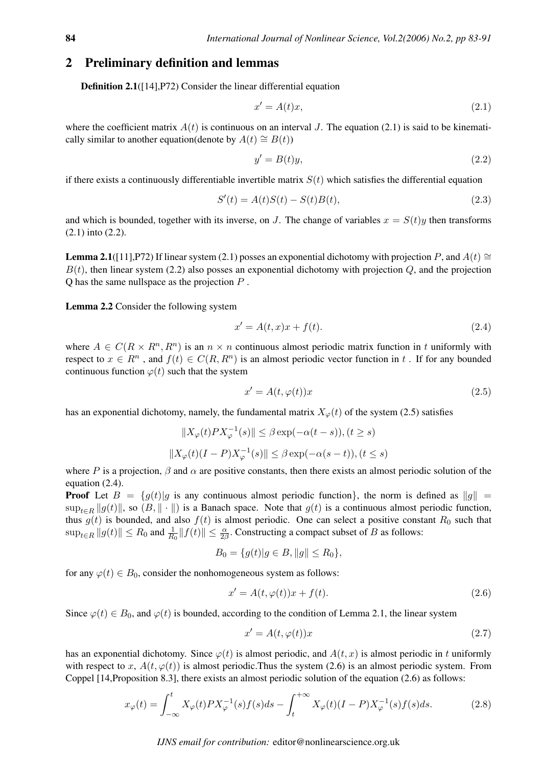## 2 Preliminary definition and lemmas

**Definition 2.1**([14],P72) Consider the linear differential equation

$$x' = A(t)x, \tag{2.1}$$

where the coefficient matrix $A(t)$ is continuous on an interval $J$. The equation (2.1) is said to be kinematically similar to another equation(denote by $A(t) \cong B(t)$)

$$y' = B(t)y, \tag{2.2}$$

if there exists a continuously differentiable invertible matrix $S(t)$ which satisfies the differential equation

$$S'(t) = A(t)S(t) - S(t)B(t), \tag{2.3}$$

and which is bounded, together with its inverse, on $J$. The change of variables $x = S(t)y$ then transforms (2.1) into (2.2).

**Lemma 2.1**([11],P72) If linear system (2.1) posses an exponential dichotomy with projection $P$, and $A(t) \cong B(t)$, then linear system (2.2) also posses an exponential dichotomy with projection $Q$, and the projection Q has the same nullspace as the projection $P$ .

**Lemma 2.2** Consider the following system

$$x' = A(t, x)x + f(t). \tag{2.4}$$

where $A \in C(R \times R^n, R^n)$ is an $n \times n$ continuous almost periodic matrix function in $t$ uniformly with respect to $x \in R^n$ , and $f(t) \in C(R, R^n)$ is an almost periodic vector function in $t$ . If for any bounded continuous function $\varphi(t)$ such that the system

$$x' = A(t, \varphi(t))x \tag{2.5}$$

has an exponential dichotomy, namely, the fundamental matrix $X_\varphi(t)$ of the system (2.5) satisfies

$$\|X_\varphi(t)PX_\varphi^{-1}(s)\| \leq \beta \exp(-\alpha(t-s)), (t \geq s)$$

$$\|X_\varphi(t)(I-P)X_\varphi^{-1}(s)\| \leq \beta \exp(-\alpha(s-t)), (t \leq s)$$

where $P$ is a projection, $\beta$ and $\alpha$ are positive constants, then there exists an almost periodic solution of the equation (2.4).

**Proof** Let $B = \{g(t) | g$ is any continuous almost periodic function$\}$, the norm is defined as $\|g\| = \sup_{t \in R} \|g(t)\|$, so $(B, \|\cdot\|)$ is a Banach space. Note that $g(t)$ is a continuous almost periodic function, thus $g(t)$ is bounded, and also $f(t)$ is almost periodic. One can select a positive constant $R_0$ such that $\sup_{t \in R} \|g(t)\| \leq R_0$ and $\frac{1}{R_0}\|f(t)\| \leq \frac{\alpha}{2\beta}$. Constructing a compact subset of $B$ as follows:

$$B_0 = \{g(t) | g \in B, \|g\| \leq R_0\},$$

for any $\varphi(t) \in B_0$, consider the nonhomogeneous system as follows:

$$x' = A(t, \varphi(t))x + f(t). \tag{2.6}$$

Since $\varphi(t) \in B_0$, and $\varphi(t)$ is bounded, according to the condition of Lemma 2.1, the linear system

$$x' = A(t, \varphi(t))x \tag{2.7}$$

has an exponential dichotomy. Since $\varphi(t)$ is almost periodic, and $A(t, x)$ is almost periodic in $t$ uniformly with respect to $x$, $A(t, \varphi(t))$ is almost periodic.Thus the system (2.6) is an almost periodic system. From Coppel [14,Proposition 8.3], there exists an almost periodic solution of the equation (2.6) as follows:

$$x_\varphi(t) = \int_{-\infty}^{t} X_\varphi(t)PX_\varphi^{-1}(s)f(s)ds - \int_{t}^{+\infty} X_\varphi(t)(I-P)X_\varphi^{-1}(s)f(s)ds. \tag{2.8}$$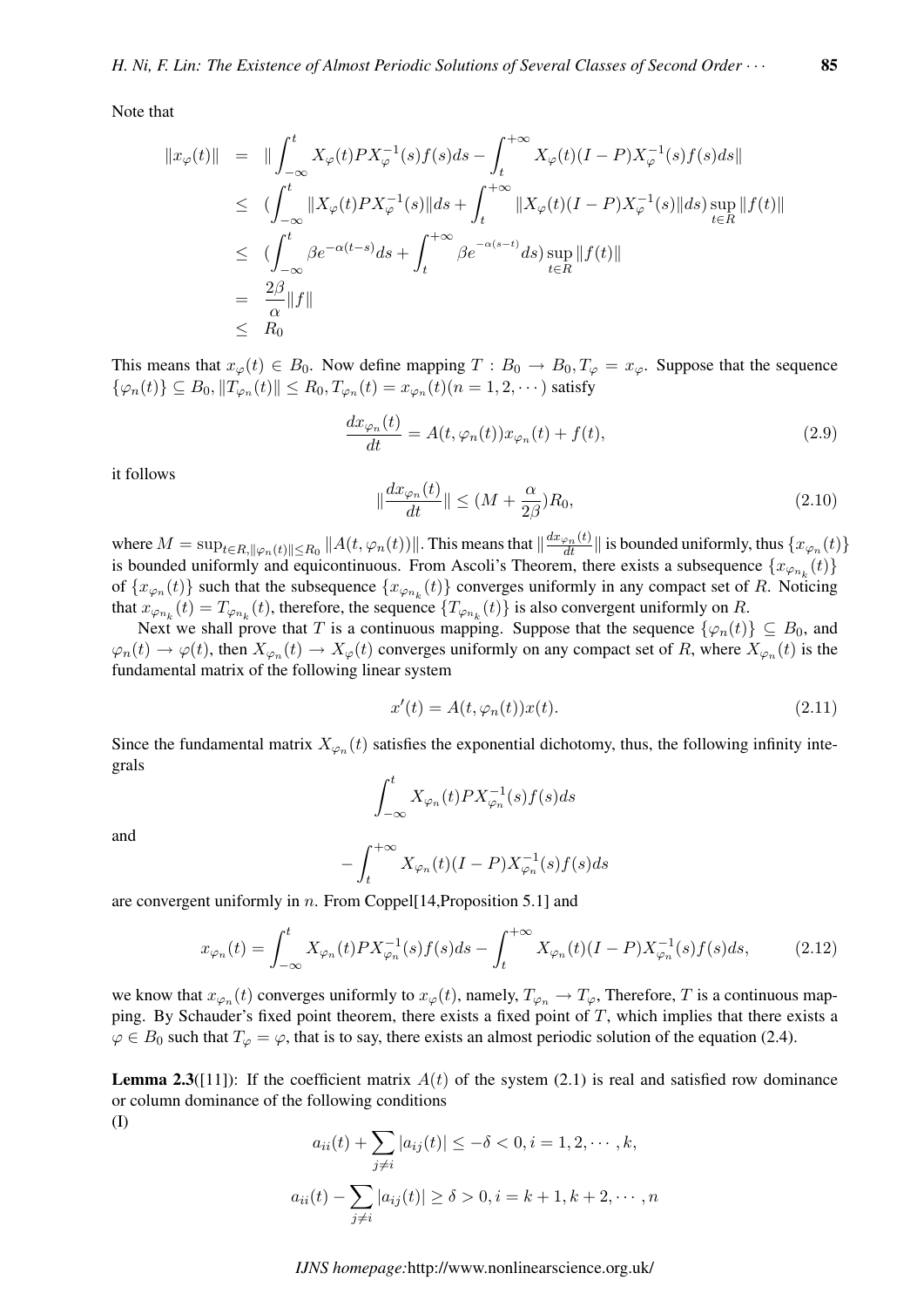Note that

$$
\begin{aligned}
\|x_\varphi(t)\| &= \|\int_{-\infty}^{t} X_\varphi(t)PX_\varphi^{-1}(s)f(s)ds - \int_{t}^{+\infty} X_\varphi(t)(I-P)X_\varphi^{-1}(s)f(s)ds\| \\
&\le (\int_{-\infty}^{t} \|X_\varphi(t)PX_\varphi^{-1}(s)\|ds + \int_{t}^{+\infty} \|X_\varphi(t)(I-P)X_\varphi^{-1}(s)\|ds) \sup_{t\in R}\|f(t)\| \\
&\le (\int_{-\infty}^{t} \beta e^{-\alpha(t-s)}ds + \int_{t}^{+\infty} \beta e^{^{-\alpha(s-t)}}ds) \sup_{t\in R}\|f(t)\| \\
&= \frac{2\beta}{\alpha}\|f\| \\
&\le R_0
\end{aligned}
$$

This means that $x_\varphi(t) \in B_0$. Now define mapping $T : B_0 \to B_0, T_\varphi = x_\varphi$. Suppose that the sequence $\{\varphi_n(t)\} \subseteq B_0, \|T_{\varphi_n}(t)\| \le R_0, T_{\varphi_n}(t) = x_{\varphi_n}(t)(n = 1, 2, \cdots)$ satisfy

$$
\frac{dx_{\varphi_n}(t)}{dt} = A(t, \varphi_n(t))x_{\varphi_n}(t) + f(t), \tag{2.9}
$$

it follows

$$
\|\frac{dx_{\varphi_n}(t)}{dt}\| \le (M + \frac{\alpha}{2\beta})R_0, \tag{2.10}
$$

where $M = \sup_{t\in R, \|\varphi_n(t)\|\le R_0} \|A(t, \varphi_n(t))\|$. This means that $\|\frac{dx_{\varphi_n}(t)}{dt}\|$ is bounded uniformly, thus $\{x_{\varphi_n}(t)\}$ is bounded uniformly and equicontinuous. From Ascoli's Theorem, there exists a subsequence $\{x_{\varphi_{n_k}}(t)\}$ of $\{x_{\varphi_n}(t)\}$ such that the subsequence $\{x_{\varphi_{n_k}}(t)\}$ converges uniformly in any compact set of $R$. Noticing that $x_{\varphi_{n_k}}(t) = T_{\varphi_{n_k}}(t)$, therefore, the sequence $\{T_{\varphi_{n_k}}(t)\}$ is also convergent uniformly on $R$.

Next we shall prove that $T$ is a continuous mapping. Suppose that the sequence $\{\varphi_n(t)\} \subseteq B_0$, and $\varphi_n(t) \to \varphi(t)$, then $X_{\varphi_n}(t) \to X_\varphi(t)$ converges uniformly on any compact set of $R$, where $X_{\varphi_n}(t)$ is the fundamental matrix of the following linear system

$$
x'(t) = A(t, \varphi_n(t))x(t). \tag{2.11}
$$

Since the fundamental matrix $X_{\varphi_n}(t)$ satisfies the exponential dichotomy, thus, the following infinity integrals

$$
\int_{-\infty}^{t} X_{\varphi_n}(t)PX_{\varphi_n}^{-1}(s)f(s)ds
$$

and

$$
-\int_{t}^{+\infty} X_{\varphi_n}(t)(I-P)X_{\varphi_n}^{-1}(s)f(s)ds
$$

are convergent uniformly in $n$. From Coppel[14,Proposition 5.1] and

$$
x_{\varphi_n}(t) = \int_{-\infty}^{t} X_{\varphi_n}(t)PX_{\varphi_n}^{-1}(s)f(s)ds - \int_{t}^{+\infty} X_{\varphi_n}(t)(I-P)X_{\varphi_n}^{-1}(s)f(s)ds, \tag{2.12}
$$

we know that $x_{\varphi_n}(t)$ converges uniformly to $x_\varphi(t)$, namely, $T_{\varphi_n} \to T_\varphi$, Therefore, $T$ is a continuous mapping. By Schauder's fixed point theorem, there exists a fixed point of $T$, which implies that there exists a $\varphi \in B_0$ such that $T_\varphi = \varphi$, that is to say, there exists an almost periodic solution of the equation (2.4).

**Lemma 2.3**([11]): If the coefficient matrix $A(t)$ of the system (2.1) is real and satisfied row dominance or column dominance of the following conditions

**(I)**

$$
a_{ii}(t) + \sum_{j\ne i} |a_{ij}(t)| \le -\delta < 0, i = 1, 2, \cdots, k,
$$

$$
a_{ii}(t) - \sum_{j\ne i} |a_{ij}(t)| \ge \delta > 0, i = k+1, k+2, \cdots, n
$$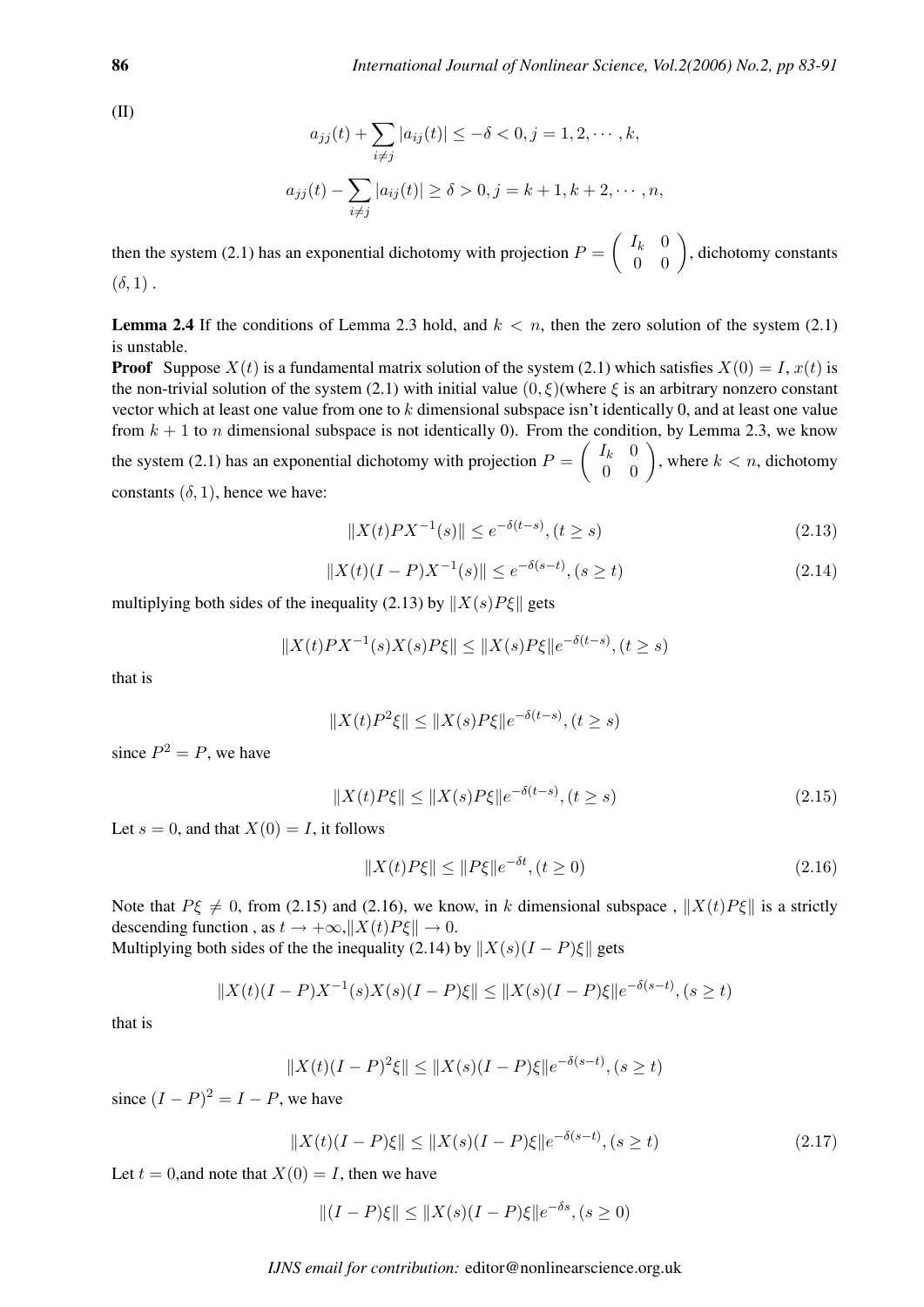(II)

$$a_{jj}(t) + \sum_{i \neq j} |a_{ij}(t)| \leq -\delta < 0, j = 1, 2, \cdots, k,$$

$$a_{jj}(t) - \sum_{i \neq j} |a_{ij}(t)| \geq \delta > 0, j = k+1, k+2, \cdots, n,$$

then the system (2.1) has an exponential dichotomy with projection $P = \begin{pmatrix} I_k & 0 \\ 0 & 0 \end{pmatrix}$, dichotomy constants $(\delta, 1)$ .

**Lemma 2.4** If the conditions of Lemma 2.3 hold, and $k < n$, then the zero solution of the system (2.1) is unstable.

**Proof** Suppose $X(t)$ is a fundamental matrix solution of the system (2.1) which satisfies $X(0) = I$, $x(t)$ is the non-trivial solution of the system (2.1) with initial value $(0, \xi)$(where $\xi$ is an arbitrary nonzero constant vector which at least one value from one to $k$ dimensional subspace isn't identically 0, and at least one value from $k+1$ to $n$ dimensional subspace is not identically 0). From the condition, by Lemma 2.3, we know the system (2.1) has an exponential dichotomy with projection $P = \begin{pmatrix} I_k & 0 \\ 0 & 0 \end{pmatrix}$, where $k < n$, dichotomy constants $(\delta, 1)$, hence we have:

$$\|X(t)PX^{-1}(s)\| \leq e^{-\delta(t-s)}, (t \geq s) \tag{2.13}$$

$$\|X(t)(I-P)X^{-1}(s)\| \leq e^{-\delta(s-t)}, (s \geq t) \tag{2.14}$$

multiplying both sides of the inequality (2.13) by $\|X(s)P\xi\|$ gets

$$\|X(t)PX^{-1}(s)X(s)P\xi\| \leq \|X(s)P\xi\|e^{-\delta(t-s)}, (t \geq s)$$

that is

$$\|X(t)P^2\xi\| \leq \|X(s)P\xi\|e^{-\delta(t-s)}, (t \geq s)$$

since $P^2 = P$, we have

$$\|X(t)P\xi\| \leq \|X(s)P\xi\|e^{-\delta(t-s)}, (t \geq s) \tag{2.15}$$

Let $s = 0$, and that $X(0) = I$, it follows

$$\|X(t)P\xi\| \leq \|P\xi\|e^{-\delta t}, (t \geq 0) \tag{2.16}$$

Note that $P\xi \neq 0$, from (2.15) and (2.16), we know, in $k$ dimensional subspace , $\|X(t)P\xi\|$ is a strictly descending function , as $t \to +\infty$,$\|X(t)P\xi\| \to 0$.
Multiplying both sides of the the inequality (2.14) by $\|X(s)(I-P)\xi\|$ gets

$$\|X(t)(I-P)X^{-1}(s)X(s)(I-P)\xi\| \leq \|X(s)(I-P)\xi\|e^{-\delta(s-t)}, (s \geq t)$$

that is

$$\|X(t)(I-P)^2\xi\| \leq \|X(s)(I-P)\xi\|e^{-\delta(s-t)}, (s \geq t)$$

since $(I-P)^2 = I-P$, we have

$$\|X(t)(I-P)\xi\| \leq \|X(s)(I-P)\xi\|e^{-\delta(s-t)}, (s \geq t) \tag{2.17}$$

Let $t = 0$,and note that $X(0) = I$, then we have

$$\|(I-P)\xi\| \leq \|X(s)(I-P)\xi\|e^{-\delta s}, (s \geq 0)$$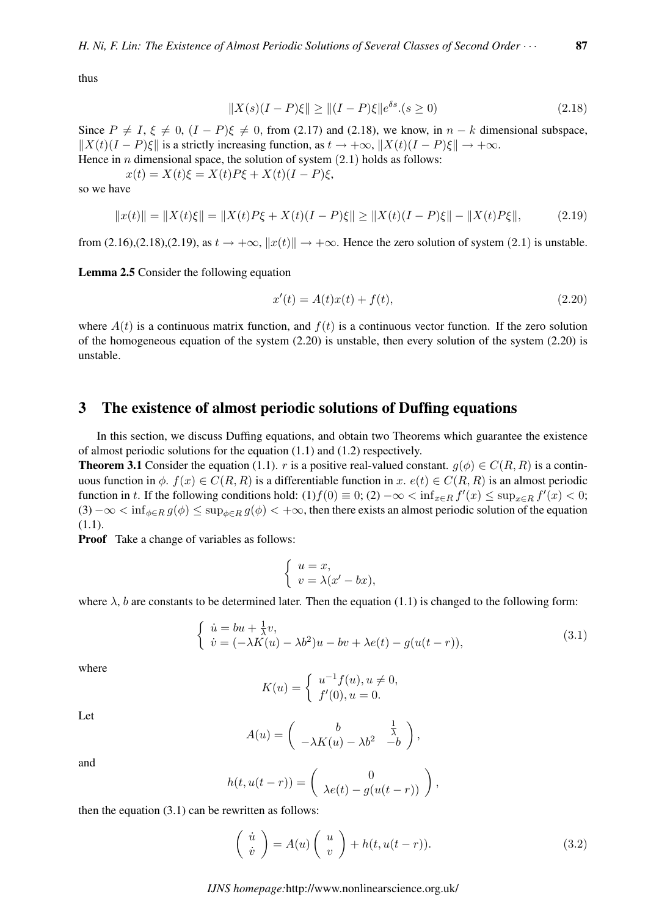thus

$$\|X(s)(I-P)\xi\| \geq \|(I-P)\xi\|e^{\delta s}.(s \geq 0) \tag{2.18}$$

Since $P \neq I$, $\xi \neq 0$, $(I-P)\xi \neq 0$, from (2.17) and (2.18), we know, in $n-k$ dimensional subspace, $\|X(t)(I-P)\xi\|$ is a strictly increasing function, as $t \to +\infty$, $\|X(t)(I-P)\xi\| \to +\infty$.
Hence in $n$ dimensional space, the solution of system $(2.1)$ holds as follows:

$x(t) = X(t)\xi = X(t)P\xi + X(t)(I-P)\xi,$

so we have

$$\|x(t)\| = \|X(t)\xi\| = \|X(t)P\xi + X(t)(I-P)\xi\| \geq \|X(t)(I-P)\xi\| - \|X(t)P\xi\|, \tag{2.19}$$

from (2.16),(2.18),(2.19), as $t \to +\infty$, $\|x(t)\| \to +\infty$. Hence the zero solution of system $(2.1)$ is unstable.

**Lemma 2.5** Consider the following equation

$$x'(t) = A(t)x(t) + f(t), \tag{2.20}$$

where $A(t)$ is a continuous matrix function, and $f(t)$ is a continuous vector function. If the zero solution of the homogeneous equation of the system (2.20) is unstable, then every solution of the system (2.20) is unstable.

## 3 The existence of almost periodic solutions of Duffing equations

In this section, we discuss Duffing equations, and obtain two Theorems which guarantee the existence of almost periodic solutions for the equation (1.1) and (1.2) respectively.

**Theorem 3.1** Consider the equation (1.1). $r$ is a positive real-valued constant. $g(\phi) \in C(R,R)$ is a continuous function in $\phi$. $f(x) \in C(R,R)$ is a differentiable function in $x$. $e(t) \in C(R,R)$ is an almost periodic function in $t$. If the following conditions hold: (1)$f(0) \equiv 0$; (2) $-\infty < \inf_{x\in R} f'(x) \leq \sup_{x\in R} f'(x) < 0$; (3) $-\infty < \inf_{\phi\in R} g(\phi) \leq \sup_{\phi\in R} g(\phi) < +\infty$, then there exists an almost periodic solution of the equation (1.1).

**Proof** Take a change of variables as follows:

$$\begin{cases} u = x, \\ v = \lambda(x' - bx), \end{cases}$$

where $\lambda$, $b$ are constants to be determined later. Then the equation (1.1) is changed to the following form:

$$\begin{cases} \dot{u} = bu + \frac{1}{\lambda}v, \\ \dot{v} = (-\lambda K(u) - \lambda b^2)u - bv + \lambda e(t) - g(u(t-r)), \end{cases} \tag{3.1}$$

where

$$K(u) = \begin{cases} u^{-1}f(u), u \neq 0, \\ f'(0), u = 0. \end{cases}$$

Let

$$A(u) = \begin{pmatrix} b & \frac{1}{\lambda} \\ -\lambda K(u) - \lambda b^2 & -b \end{pmatrix},$$

and

$$h(t, u(t-r)) = \begin{pmatrix} 0 \\ \lambda e(t) - g(u(t-r)) \end{pmatrix},$$

then the equation (3.1) can be rewritten as follows:

$$\begin{pmatrix} \dot{u} \\ \dot{v} \end{pmatrix} = A(u)\begin{pmatrix} u \\ v \end{pmatrix} + h(t, u(t-r)). \tag{3.2}$$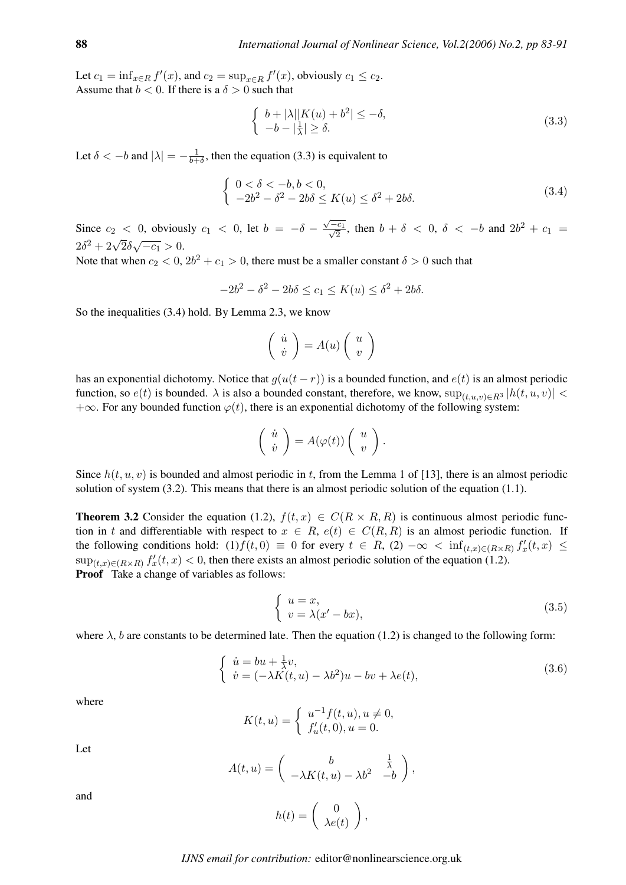Let $c_1 = \inf_{x \in R} f'(x)$, and $c_2 = \sup_{x \in R} f'(x)$, obviously $c_1 \leq c_2$.
Assume that $b < 0$. If there is a $\delta > 0$ such that

$$\begin{cases} b + |\lambda||K(u) + b^2| \leq -\delta, \\ -b - |\frac{1}{\lambda}| \geq \delta. \end{cases} \tag{3.3}$$

Let $\delta < -b$ and $|\lambda| = -\frac{1}{b+\delta}$, then the equation (3.3) is equivalent to

$$\begin{cases} 0 < \delta < -b, b < 0, \\ -2b^2 - \delta^2 - 2b\delta \leq K(u) \leq \delta^2 + 2b\delta. \end{cases} \tag{3.4}$$

Since $c_2 < 0$, obviously $c_1 < 0$, let $b = -\delta - \frac{\sqrt{-c_1}}{\sqrt{2}}$, then $b + \delta < 0$, $\delta < -b$ and $2b^2 + c_1 = 2\delta^2 + 2\sqrt{2}\delta\sqrt{-c_1} > 0$.
Note that when $c_2 < 0$, $2b^2 + c_1 > 0$, there must be a smaller constant $\delta > 0$ such that

$$-2b^2 - \delta^2 - 2b\delta \leq c_1 \leq K(u) \leq \delta^2 + 2b\delta.$$

So the inequalities (3.4) hold. By Lemma 2.3, we know

$$\begin{pmatrix} \dot{u} \\ \dot{v} \end{pmatrix} = A(u) \begin{pmatrix} u \\ v \end{pmatrix}$$

has an exponential dichotomy. Notice that $g(u(t-r))$ is a bounded function, and $e(t)$ is an almost periodic function, so $e(t)$ is bounded. $\lambda$ is also a bounded constant, therefore, we know, $\sup_{(t,u,v) \in R^3} |h(t,u,v)| < +\infty$. For any bounded function $\varphi(t)$, there is an exponential dichotomy of the following system:

$$\begin{pmatrix} \dot{u} \\ \dot{v} \end{pmatrix} = A(\varphi(t)) \begin{pmatrix} u \\ v \end{pmatrix}.$$

Since $h(t,u,v)$ is bounded and almost periodic in $t$, from the Lemma 1 of [13], there is an almost periodic solution of system (3.2). This means that there is an almost periodic solution of the equation (1.1).

**Theorem 3.2** Consider the equation (1.2), $f(t,x) \in C(R \times R, R)$ is continuous almost periodic function in $t$ and differentiable with respect to $x \in R$, $e(t) \in C(R,R)$ is an almost periodic function. If the following conditions hold: (1)$f(t,0) \equiv 0$ for every $t \in R$, (2) $-\infty < \inf_{(t,x) \in (R \times R)} f'_x(t,x) \leq \sup_{(t,x) \in (R \times R)} f'_x(t,x) < 0$, then there exists an almost periodic solution of the equation (1.2).
**Proof** Take a change of variables as follows:

$$\begin{cases} u = x, \\ v = \lambda(x' - bx), \end{cases} \tag{3.5}$$

where $\lambda$, $b$ are constants to be determined late. Then the equation (1.2) is changed to the following form:

$$\begin{cases} \dot{u} = bu + \frac{1}{\lambda}v, \\ \dot{v} = (-\lambda K(t,u) - \lambda b^2)u - bv + \lambda e(t), \end{cases} \tag{3.6}$$

where

$$K(t,u) = \begin{cases} u^{-1} f(t,u), u \neq 0, \\ f'_u(t,0), u = 0. \end{cases}$$

Let

$$A(t,u) = \begin{pmatrix} b & \frac{1}{\lambda} \\ -\lambda K(t,u) - \lambda b^2 & -b \end{pmatrix},$$

and

$$h(t) = \begin{pmatrix} 0 \\ \lambda e(t) \end{pmatrix},$$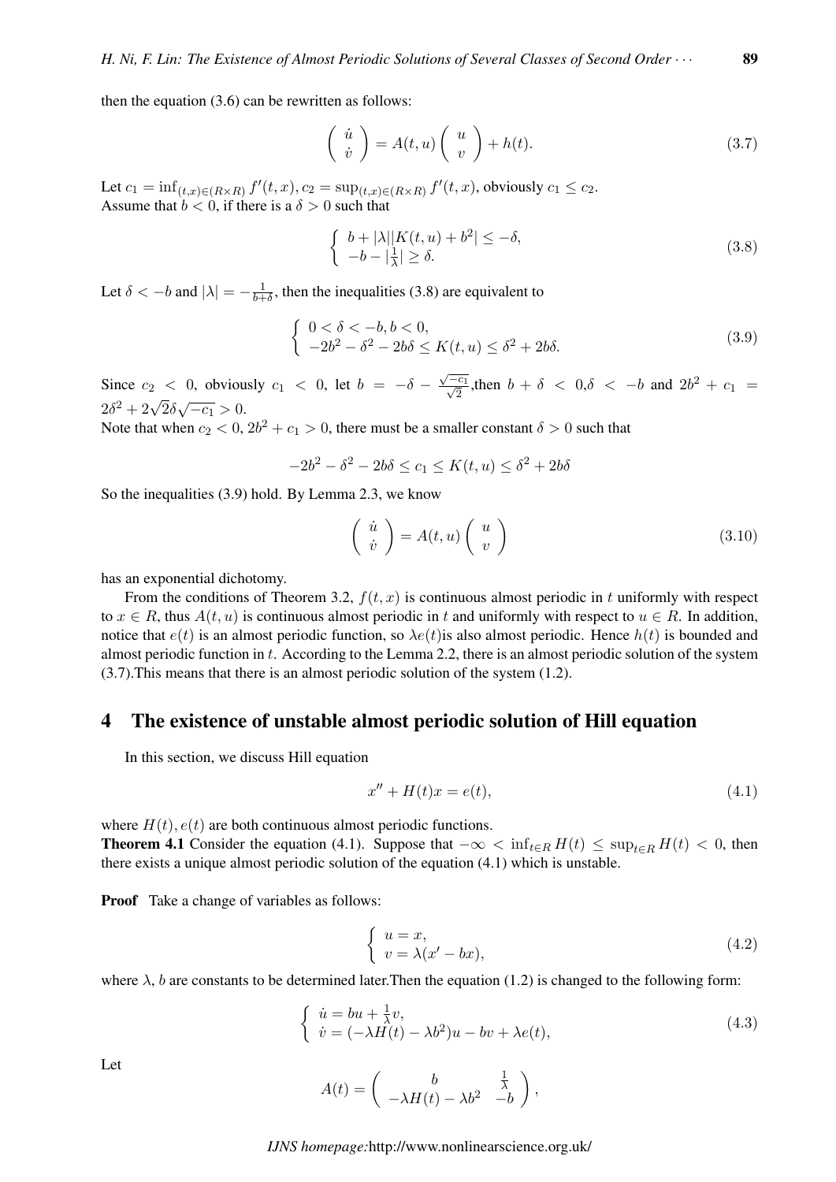then the equation (3.6) can be rewritten as follows:

$$\begin{pmatrix} \dot{u} \\ \dot{v} \end{pmatrix} = A(t,u) \begin{pmatrix} u \\ v \end{pmatrix} + h(t). \tag{3.7}$$

Let $c_1 = \inf_{(t,x)\in(R\times R)} f'(t,x), c_2 = \sup_{(t,x)\in(R\times R)} f'(t,x)$, obviously $c_1 \le c_2$.
Assume that $b < 0$, if there is a $\delta > 0$ such that

$$\begin{cases} b + |\lambda||K(t,u) + b^2| \le -\delta, \\ -b - |\frac{1}{\lambda}| \ge \delta. \end{cases} \tag{3.8}$$

Let $\delta < -b$ and $|\lambda| = -\frac{1}{b+\delta}$, then the inequalities (3.8) are equivalent to

$$\begin{cases} 0 < \delta < -b, b < 0, \\ -2b^2 - \delta^2 - 2b\delta \le K(t,u) \le \delta^2 + 2b\delta. \end{cases} \tag{3.9}$$

Since $c_2 < 0$, obviously $c_1 < 0$, let $b = -\delta - \frac{\sqrt{-c_1}}{\sqrt{2}}$,then $b + \delta < 0$,$\delta < -b$ and $2b^2 + c_1 = 2\delta^2 + 2\sqrt{2}\delta\sqrt{-c_1} > 0$.
Note that when $c_2 < 0$, $2b^2 + c_1 > 0$, there must be a smaller constant $\delta > 0$ such that

$$-2b^2 - \delta^2 - 2b\delta \le c_1 \le K(t,u) \le \delta^2 + 2b\delta$$

So the inequalities (3.9) hold. By Lemma 2.3, we know

$$\begin{pmatrix} \dot{u} \\ \dot{v} \end{pmatrix} = A(t,u) \begin{pmatrix} u \\ v \end{pmatrix} \tag{3.10}$$

has an exponential dichotomy.

From the conditions of Theorem 3.2, $f(t,x)$ is continuous almost periodic in $t$ uniformly with respect to $x \in R$, thus $A(t,u)$ is continuous almost periodic in $t$ and uniformly with respect to $u \in R$. In addition, notice that $e(t)$ is an almost periodic function, so $\lambda e(t)$is also almost periodic. Hence $h(t)$ is bounded and almost periodic function in $t$. According to the Lemma 2.2, there is an almost periodic solution of the system (3.7).This means that there is an almost periodic solution of the system (1.2).

## 4 The existence of unstable almost periodic solution of Hill equation

In this section, we discuss Hill equation

$$x'' + H(t)x = e(t), \tag{4.1}$$

where $H(t), e(t)$ are both continuous almost periodic functions.

**Theorem 4.1** Consider the equation (4.1). Suppose that $-\infty < \inf_{t\in R} H(t) \le \sup_{t\in R} H(t) < 0$, then there exists a unique almost periodic solution of the equation (4.1) which is unstable.

**Proof** Take a change of variables as follows:

$$\begin{cases} u = x, \\ v = \lambda(x' - bx), \end{cases} \tag{4.2}$$

where $\lambda$, $b$ are constants to be determined later.Then the equation (1.2) is changed to the following form:

$$\begin{cases} \dot{u} = bu + \frac{1}{\lambda}v, \\ \dot{v} = (-\lambda H(t) - \lambda b^2)u - bv + \lambda e(t), \end{cases} \tag{4.3}$$

Let

$$A(t) = \begin{pmatrix} b & \frac{1}{\lambda} \\ -\lambda H(t) - \lambda b^2 & -b \end{pmatrix},$$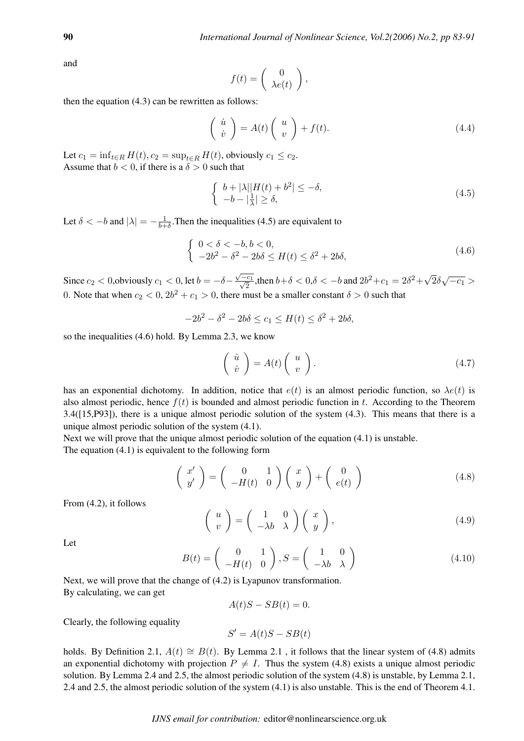and

$$f(t) = \begin{pmatrix} 0 \\ \lambda e(t) \end{pmatrix},$$

then the equation (4.3) can be rewritten as follows:

$$\begin{pmatrix} \dot{u} \\ \dot{v} \end{pmatrix} = A(t) \begin{pmatrix} u \\ v \end{pmatrix} + f(t). \tag{4.4}$$

Let $c_1 = \inf_{t \in R} H(t), c_2 = \sup_{t \in R} H(t)$, obviously $c_1 \leq c_2$.
Assume that $b < 0$, if there is a $\delta > 0$ such that

$$\begin{cases} b + |\lambda||H(t) + b^2| \leq -\delta, \\ -b - |\frac{1}{\lambda}| \geq \delta, \end{cases} \tag{4.5}$$

Let $\delta < -b$ and $|\lambda| = -\frac{1}{b+\delta}$.Then the inequalities (4.5) are equivalent to

$$\begin{cases} 0 < \delta < -b, b < 0, \\ -2b^2 - \delta^2 - 2b\delta \leq H(t) \leq \delta^2 + 2b\delta, \end{cases} \tag{4.6}$$

Since $c_2 < 0$,obviously $c_1 < 0$, let $b = -\delta - \frac{\sqrt{-c_1}}{\sqrt{2}}$,then $b+\delta < 0$,$\delta < -b$ and $2b^2+c_1 = 2\delta^2+\sqrt{2}\delta\sqrt{-c_1} > 0$. Note that when $c_2 < 0$, $2b^2 + c_1 > 0$, there must be a smaller constant $\delta > 0$ such that

$$-2b^2 - \delta^2 - 2b\delta \leq c_1 \leq H(t) \leq \delta^2 + 2b\delta,$$

so the inequalities (4.6) hold. By Lemma 2.3, we know

$$\begin{pmatrix} \dot{u} \\ \dot{v} \end{pmatrix} = A(t) \begin{pmatrix} u \\ v \end{pmatrix}. \tag{4.7}$$

has an exponential dichotomy. In addition, notice that $e(t)$ is an almost periodic function, so $\lambda e(t)$ is also almost periodic, hence $f(t)$ is bounded and almost periodic function in $t$. According to the Theorem 3.4([15,P93]), there is a unique almost periodic solution of the system (4.3). This means that there is a unique almost periodic solution of the system (4.1).

Next we will prove that the unique almost periodic solution of the equation (4.1) is unstable.

The equation (4.1) is equivalent to the following form

$$\begin{pmatrix} x' \\ y' \end{pmatrix} = \begin{pmatrix} 0 & 1 \\ -H(t) & 0 \end{pmatrix} \begin{pmatrix} x \\ y \end{pmatrix} + \begin{pmatrix} 0 \\ e(t) \end{pmatrix} \tag{4.8}$$

From (4.2), it follows

$$\begin{pmatrix} u \\ v \end{pmatrix} = \begin{pmatrix} 1 & 0 \\ -\lambda b & \lambda \end{pmatrix} \begin{pmatrix} x \\ y \end{pmatrix}, \tag{4.9}$$

Let

$$B(t) = \begin{pmatrix} 0 & 1 \\ -H(t) & 0 \end{pmatrix}, S = \begin{pmatrix} 1 & 0 \\ -\lambda b & \lambda \end{pmatrix} \tag{4.10}$$

Next, we will prove that the change of (4.2) is Lyapunov transformation.
By calculating, we can get

$$A(t)S - SB(t) = 0.$$

Clearly, the following equality

$$S' = A(t)S - SB(t)$$

holds. By Definition 2.1, $A(t) \cong B(t)$. By Lemma 2.1 , it follows that the linear system of (4.8) admits an exponential dichotomy with projection $P \neq I$. Thus the system (4.8) exists a unique almost periodic solution. By Lemma 2.4 and 2.5, the almost periodic solution of the system (4.8) is unstable, by Lemma 2.1, 2.4 and 2.5, the almost periodic solution of the system (4.1) is also unstable. This is the end of Theorem 4.1.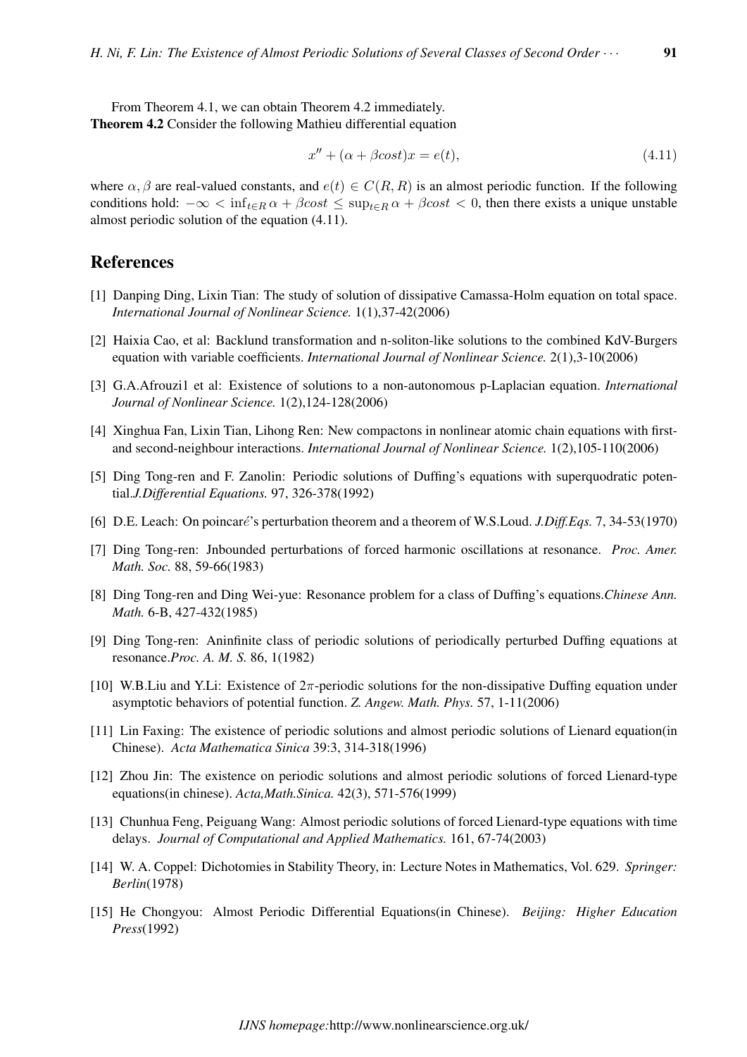From Theorem 4.1, we can obtain Theorem 4.2 immediately.

**Theorem 4.2** Consider the following Mathieu differential equation

$$x'' + (\alpha + \beta cost)x = e(t), \tag{4.11}$$

where $\alpha, \beta$ are real-valued constants, and $e(t) \in C(R, R)$ is an almost periodic function. If the following conditions hold: $-\infty < \inf_{t \in R} \alpha + \beta cost \leq \sup_{t \in R} \alpha + \beta cost < 0$, then there exists a unique unstable almost periodic solution of the equation (4.11).

## References

[1] Danping Ding, Lixin Tian: The study of solution of dissipative Camassa-Holm equation on total space. *International Journal of Nonlinear Science.* 1(1),37-42(2006)

[2] Haixia Cao, et al: Backlund transformation and n-soliton-like solutions to the combined KdV-Burgers equation with variable coefficients. *International Journal of Nonlinear Science.* 2(1),3-10(2006)

[3] G.A.Afrouzi1 et al: Existence of solutions to a non-autonomous p-Laplacian equation. *International Journal of Nonlinear Science.* 1(2),124-128(2006)

[4] Xinghua Fan, Lixin Tian, Lihong Ren: New compactons in nonlinear atomic chain equations with first- and second-neighbour interactions. *International Journal of Nonlinear Science.* 1(2),105-110(2006)

[5] Ding Tong-ren and F. Zanolin: Periodic solutions of Duffing's equations with superquodratic potential.*J.Differential Equations.* 97, 326-378(1992)

[6] D.E. Leach: On poincaré's perturbation theorem and a theorem of W.S.Loud. *J.Diff.Eqs.* 7, 34-53(1970)

[7] Ding Tong-ren: Jnbounded perturbations of forced harmonic oscillations at resonance. *Proc. Amer. Math. Soc.* 88, 59-66(1983)

[8] Ding Tong-ren and Ding Wei-yue: Resonance problem for a class of Duffing's equations.*Chinese Ann. Math.* 6-B, 427-432(1985)

[9] Ding Tong-ren: Aninfinite class of periodic solutions of periodically perturbed Duffing equations at resonance.*Proc. A. M. S.* 86, 1(1982)

[10] W.B.Liu and Y.Li: Existence of $2\pi$-periodic solutions for the non-dissipative Duffing equation under asymptotic behaviors of potential function. *Z. Angew. Math. Phys.* 57, 1-11(2006)

[11] Lin Faxing: The existence of periodic solutions and almost periodic solutions of Lienard equation(in Chinese). *Acta Mathematica Sinica* 39:3, 314-318(1996)

[12] Zhou Jin: The existence on periodic solutions and almost periodic solutions of forced Lienard-type equations(in chinese). *Acta,Math.Sinica.* 42(3), 571-576(1999)

[13] Chunhua Feng, Peiguang Wang: Almost periodic solutions of forced Lienard-type equations with time delays. *Journal of Computational and Applied Mathematics.* 161, 67-74(2003)

[14] W. A. Coppel: Dichotomies in Stability Theory, in: Lecture Notes in Mathematics, Vol. 629. *Springer: Berlin*(1978)

[15] He Chongyou: Almost Periodic Differential Equations(in Chinese). *Beijing: Higher Education Press*(1992)